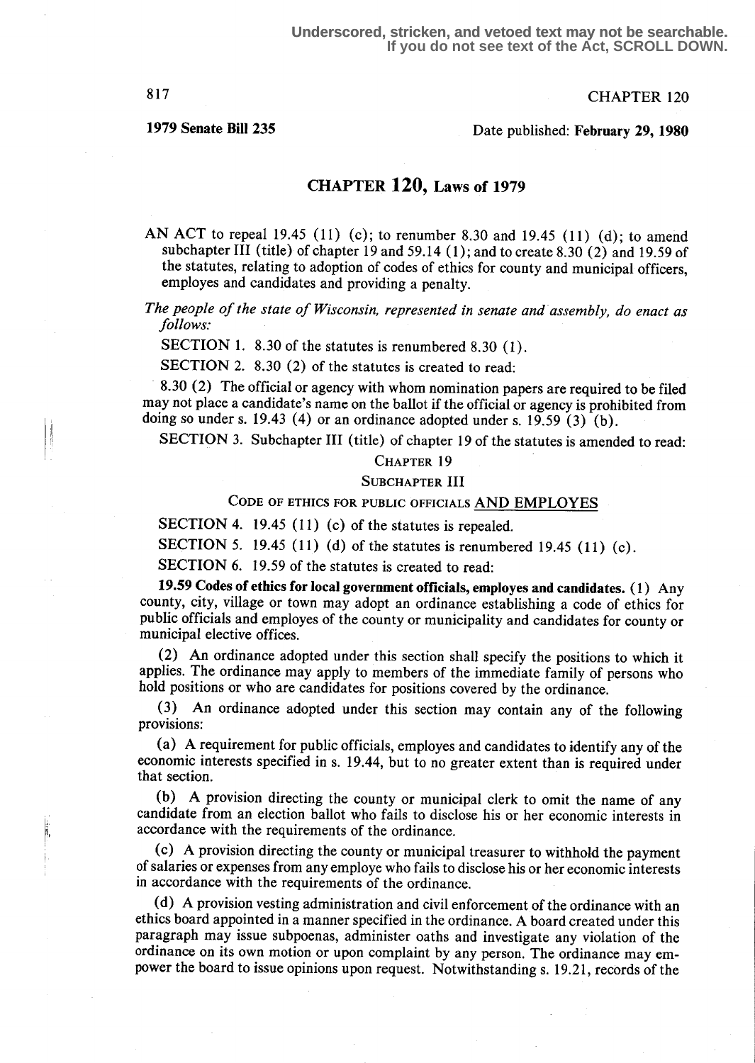Underscored, stricken, and vetoed text may not be searchable.
If you do not see text of the Act, SCROLL DOWN.

CHAPTER 120

**1979 Senate Bill 235**

Date published: **February 29, 1980**

# CHAPTER 120, Laws of 1979

AN ACT to repeal 19.45 (11) (c); to renumber 8.30 and 19.45 (11) (d); to amend subchapter III (title) of chapter 19 and 59.14 (1); and to create 8.30 (2) and 19.59 of the statutes, relating to adoption of codes of ethics for county and municipal officers, employes and candidates and providing a penalty.

*The people of the state of Wisconsin, represented in senate and assembly, do enact as follows:*

SECTION 1. 8.30 of the statutes is renumbered 8.30 (1).

SECTION 2. 8.30 (2) of the statutes is created to read:

8.30 (2) The official or agency with whom nomination papers are required to be filed may not place a candidate's name on the ballot if the official or agency is prohibited from doing so under s. 19.43 (4) or an ordinance adopted under s. 19.59 (3) (b).

SECTION 3. Subchapter III (title) of chapter 19 of the statutes is amended to read:

CHAPTER 19

SUBCHAPTER III

CODE OF ETHICS FOR PUBLIC OFFICIALS AND EMPLOYES

SECTION 4. 19.45 (11) (c) of the statutes is repealed.

SECTION 5. 19.45 (11) (d) of the statutes is renumbered 19.45 (11) (c).

SECTION 6. 19.59 of the statutes is created to read:

**19.59 Codes of ethics for local government officials, employes and candidates.** (1) Any county, city, village or town may adopt an ordinance establishing a code of ethics for public officials and employes of the county or municipality and candidates for county or municipal elective offices.

(2) An ordinance adopted under this section shall specify the positions to which it applies. The ordinance may apply to members of the immediate family of persons who hold positions or who are candidates for positions covered by the ordinance.

(3) An ordinance adopted under this section may contain any of the following provisions:

(a) A requirement for public officials, employes and candidates to identify any of the economic interests specified in s. 19.44, but to no greater extent than is required under that section.

(b) A provision directing the county or municipal clerk to omit the name of any candidate from an election ballot who fails to disclose his or her economic interests in accordance with the requirements of the ordinance.

(c) A provision directing the county or municipal treasurer to withhold the payment of salaries or expenses from any employe who fails to disclose his or her economic interests in accordance with the requirements of the ordinance.

(d) A provision vesting administration and civil enforcement of the ordinance with an ethics board appointed in a manner specified in the ordinance. A board created under this paragraph may issue subpoenas, administer oaths and investigate any violation of the ordinance on its own motion or upon complaint by any person. The ordinance may empower the board to issue opinions upon request. Notwithstanding s. 19.21, records of the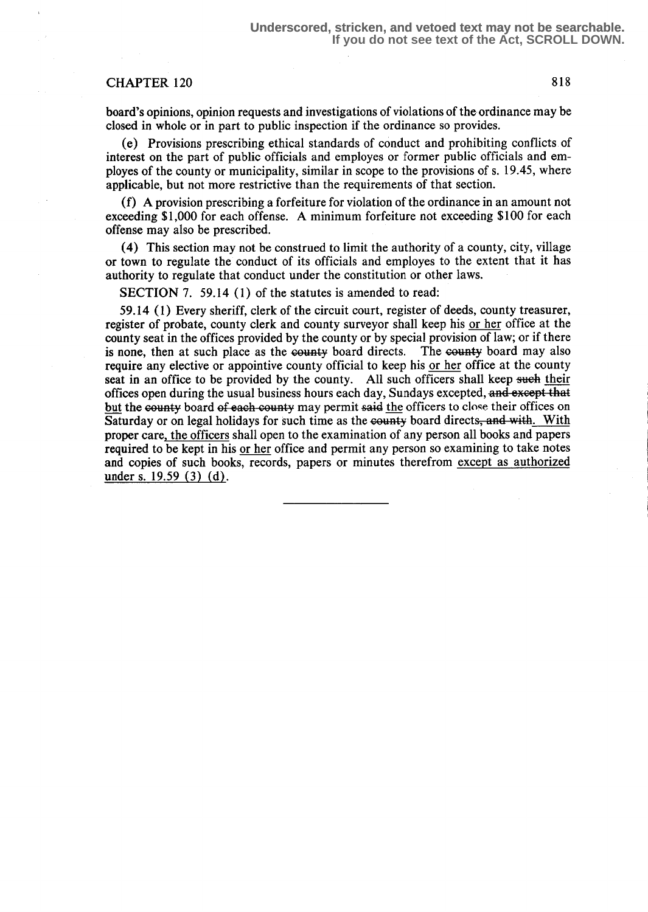board's opinions, opinion requests and investigations of violations of the ordinance may be closed in whole or in part to public inspection if the ordinance so provides.

(e) Provisions prescribing ethical standards of conduct and prohibiting conflicts of interest on the part of public officials and employes or former public officials and employes of the county or municipality, similar in scope to the provisions of s. 19.45, where applicable, but not more restrictive than the requirements of that section.

(f) A provision prescribing a forfeiture for violation of the ordinance in an amount not exceeding $1,000 for each offense. A minimum forfeiture not exceeding $100 for each offense may also be prescribed.

(4) This section may not be construed to limit the authority of a county, city, village or town to regulate the conduct of its officials and employes to the extent that it has authority to regulate that conduct under the constitution or other laws.

SECTION 7. 59.14 (1) of the statutes is amended to read:

59.14 (1) Every sheriff, clerk of the circuit court, register of deeds, county treasurer, register of probate, county clerk and county surveyor shall keep his <u>or her</u> office at the county seat in the offices provided by the county or by special provision of law; or if there is none, then at such place as the ~~county~~ board directs. The ~~county~~ board may also require any elective or appointive county official to keep his <u>or her</u> office at the county seat in an office to be provided by the county. All such officers shall keep ~~such~~ <u>their</u> offices open during the usual business hours each day, Sundays excepted, ~~and except that~~ <u>but</u> the ~~county~~ board ~~of each county~~ may permit ~~said~~ <u>the</u> officers to close their offices on Saturday or on legal holidays for such time as the ~~county~~ board directs~~, and with~~<u>. With</u> proper care<u>, the officers</u> shall open to the examination of any person all books and papers required to be kept in his <u>or her</u> office and permit any person so examining to take notes and copies of such books, records, papers or minutes therefrom <u>except as authorized under s. 19.59 (3) (d)</u>.